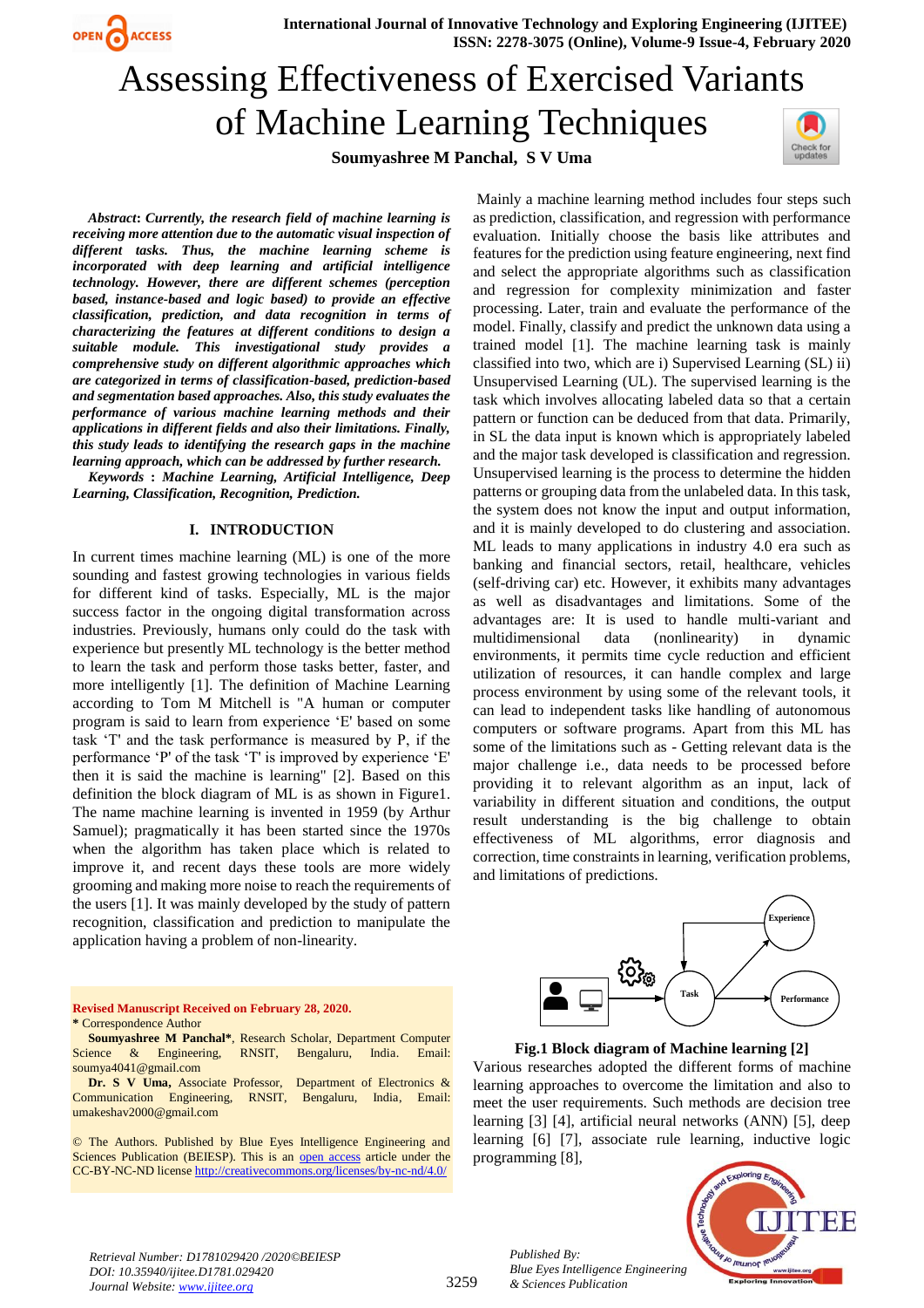# Assessing Effectiveness of Exercised Variants of Machine Learning Techniques

**Soumyashree M Panchal, S V Uma**

***Abstract*: *Currently, the research field of machine learning is receiving more attention due to the automatic visual inspection of different tasks. Thus, the machine learning scheme is incorporated with deep learning and artificial intelligence technology. However, there are different schemes (perception based, instance-based and logic based) to provide an effective classification, prediction, and data recognition in terms of characterizing the features at different conditions to design a suitable module. This investigational study provides a comprehensive study on different algorithmic approaches which are categorized in terms of classification-based, prediction-based and segmentation based approaches. Also, this study evaluates the performance of various machine learning methods and their applications in different fields and also their limitations. Finally, this study leads to identifying the research gaps in the machine learning approach, which can be addressed by further research.***

***Keywords* : *Machine Learning, Artificial Intelligence, Deep Learning, Classification, Recognition, Prediction.***

## I. INTRODUCTION

In current times machine learning (ML) is one of the more sounding and fastest growing technologies in various fields for different kind of tasks. Especially, ML is the major success factor in the ongoing digital transformation across industries. Previously, humans only could do the task with experience but presently ML technology is the better method to learn the task and perform those tasks better, faster, and more intelligently [1]. The definition of Machine Learning according to Tom M Mitchell is "A human or computer program is said to learn from experience 'E' based on some task 'T' and the task performance is measured by P, if the performance 'P' of the task 'T' is improved by experience 'E' then it is said the machine is learning" [2]. Based on this definition the block diagram of ML is as shown in Figure1. The name machine learning is invented in 1959 (by Arthur Samuel); pragmatically it has been started since the 1970s when the algorithm has taken place which is related to improve it, and recent days these tools are more widely grooming and making more noise to reach the requirements of the users [1]. It was mainly developed by the study of pattern recognition, classification and prediction to manipulate the application having a problem of non-linearity.

Mainly a machine learning method includes four steps such as prediction, classification, and regression with performance evaluation. Initially choose the basis like attributes and features for the prediction using feature engineering, next find and select the appropriate algorithms such as classification and regression for complexity minimization and faster processing. Later, train and evaluate the performance of the model. Finally, classify and predict the unknown data using a trained model [1]. The machine learning task is mainly classified into two, which are i) Supervised Learning (SL) ii) Unsupervised Learning (UL). The supervised learning is the task which involves allocating labeled data so that a certain pattern or function can be deduced from that data. Primarily, in SL the data input is known which is appropriately labeled and the major task developed is classification and regression. Unsupervised learning is the process to determine the hidden patterns or grouping data from the unlabeled data. In this task, the system does not know the input and output information, and it is mainly developed to do clustering and association. ML leads to many applications in industry 4.0 era such as banking and financial sectors, retail, healthcare, vehicles (self-driving car) etc. However, it exhibits many advantages as well as disadvantages and limitations. Some of the advantages are: It is used to handle multi-variant and multidimensional data (nonlinearity) in dynamic environments, it permits time cycle reduction and efficient utilization of resources, it can handle complex and large process environment by using some of the relevant tools, it can lead to independent tasks like handling of autonomous computers or software programs. Apart from this ML has some of the limitations such as - Getting relevant data is the major challenge i.e., data needs to be processed before providing it to relevant algorithm as an input, lack of variability in different situation and conditions, the output result understanding is the big challenge to obtain effectiveness of ML algorithms, error diagnosis and correction, time constraints in learning, verification problems, and limitations of predictions.

**Fig.1 Block diagram of Machine learning [2]**

Various researches adopted the different forms of machine learning approaches to overcome the limitation and also to meet the user requirements. Such methods are decision tree learning [3] [4], artificial neural networks (ANN) [5], deep learning [6] [7], associate rule learning, inductive logic programming [8],

**Revised Manuscript Received on February 28, 2020.**

\* Correspondence Author

**Soumyashree M Panchal\***, Research Scholar, Department Computer Science & Engineering, RNSIT, Bengaluru, India. Email: soumya4041@gmail.com

**Dr. S V Uma,** Associate Professor, Department of Electronics & Communication Engineering, RNSIT, Bengaluru, India, Email: umakeshav2000@gmail.com

© The Authors. Published by Blue Eyes Intelligence Engineering and Sciences Publication (BEIESP). This is an open access article under the CC-BY-NC-ND license http://creativecommons.org/licenses/by-nc-nd/4.0/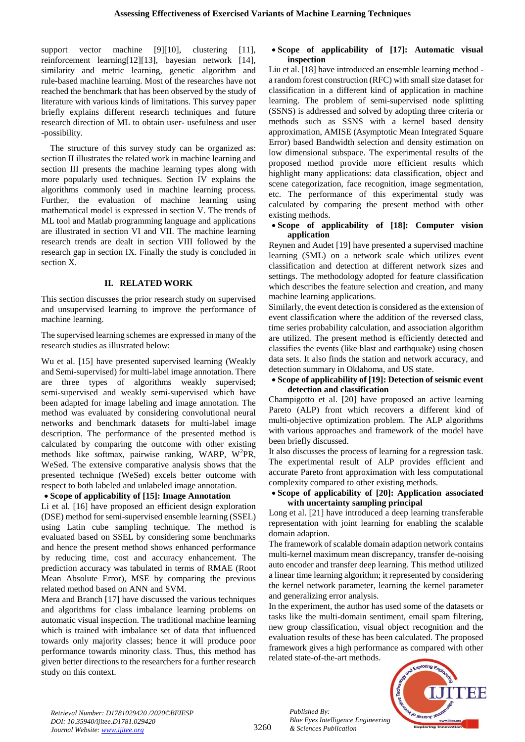support vector machine [9][10], clustering [11], reinforcement learning[12][13], bayesian network [14], similarity and metric learning, genetic algorithm and rule-based machine learning. Most of the researches have not reached the benchmark that has been observed by the study of literature with various kinds of limitations. This survey paper briefly explains different research techniques and future research direction of ML to obtain user- usefulness and user -possibility.

The structure of this survey study can be organized as: section II illustrates the related work in machine learning and section III presents the machine learning types along with more popularly used techniques. Section IV explains the algorithms commonly used in machine learning process. Further, the evaluation of machine learning using mathematical model is expressed in section V. The trends of ML tool and Matlab programming language and applications are illustrated in section VI and VII. The machine learning research trends are dealt in section VIII followed by the research gap in section IX. Finally the study is concluded in section X.

## II. RELATED WORK

This section discusses the prior research study on supervised and unsupervised learning to improve the performance of machine learning.

The supervised learning schemes are expressed in many of the research studies as illustrated below:

Wu et al. [15] have presented supervised learning (Weakly and Semi-supervised) for multi-label image annotation. There are three types of algorithms weakly supervised; semi-supervised and weakly semi-supervised which have been adapted for image labeling and image annotation. The method was evaluated by considering convolutional neural networks and benchmark datasets for multi-label image description. The performance of the presented method is calculated by comparing the outcome with other existing methods like softmax, pairwise ranking, WARP, $W^2$PR, WeSed. The extensive comparative analysis shows that the presented technique (WeSed) excels better outcome with respect to both labeled and unlabeled image annotation.

- **Scope of applicability of [15]: Image Annotation**

Li et al. [16] have proposed an efficient design exploration (DSE) method for semi-supervised ensemble learning (SSEL) using Latin cube sampling technique. The method is evaluated based on SSEL by considering some benchmarks and hence the present method shows enhanced performance by reducing time, cost and accuracy enhancement. The prediction accuracy was tabulated in terms of RMAE (Root Mean Absolute Error), MSE by comparing the previous related method based on ANN and SVM.

Mera and Branch [17] have discussed the various techniques and algorithms for class imbalance learning problems on automatic visual inspection. The traditional machine learning which is trained with imbalance set of data that influenced towards only majority classes; hence it will produce poor performance towards minority class. Thus, this method has given better directions to the researchers for a further research study on this context.

- **Scope of applicability of [17]: Automatic visual inspection**

Liu et al. [18] have introduced an ensemble learning method - a random forest construction (RFC) with small size dataset for classification in a different kind of application in machine learning. The problem of semi-supervised node splitting (SSNS) is addressed and solved by adopting three criteria or methods such as SSNS with a kernel based density approximation, AMISE (Asymptotic Mean Integrated Square Error) based Bandwidth selection and density estimation on low dimensional subspace. The experimental results of the proposed method provide more efficient results which highlight many applications: data classification, object and scene categorization, face recognition, image segmentation, etc. The performance of this experimental study was calculated by comparing the present method with other existing methods.

- **Scope of applicability of [18]: Computer vision application**

Reynen and Audet [19] have presented a supervised machine learning (SML) on a network scale which utilizes event classification and detection at different network sizes and settings. The methodology adopted for feature classification which describes the feature selection and creation, and many machine learning applications.

Similarly, the event detection is considered as the extension of event classification where the addition of the reversed class, time series probability calculation, and association algorithm are utilized. The present method is efficiently detected and classifies the events (like blast and earthquake) using chosen data sets. It also finds the station and network accuracy, and detection summary in Oklahoma, and US state.

- **Scope of applicability of [19]: Detection of seismic event detection and classification**

Champigotto et al. [20] have proposed an active learning Pareto (ALP) front which recovers a different kind of multi-objective optimization problem. The ALP algorithms with various approaches and framework of the model have been briefly discussed.

It also discusses the process of learning for a regression task. The experimental result of ALP provides efficient and accurate Pareto front approximation with less computational complexity compared to other existing methods.

- **Scope of applicability of [20]: Application associated with uncertainty sampling principal**

Long et al. [21] have introduced a deep learning transferable representation with joint learning for enabling the scalable domain adaption.

The framework of scalable domain adaption network contains multi-kernel maximum mean discrepancy, transfer de-noising auto encoder and transfer deep learning. This method utilized a linear time learning algorithm; it represented by considering the kernel network parameter, learning the kernel parameter and generalizing error analysis.

In the experiment, the author has used some of the datasets or tasks like the multi-domain sentiment, email spam filtering, new group classification, visual object recognition and the evaluation results of these has been calculated. The proposed framework gives a high performance as compared with other related state-of-the-art methods.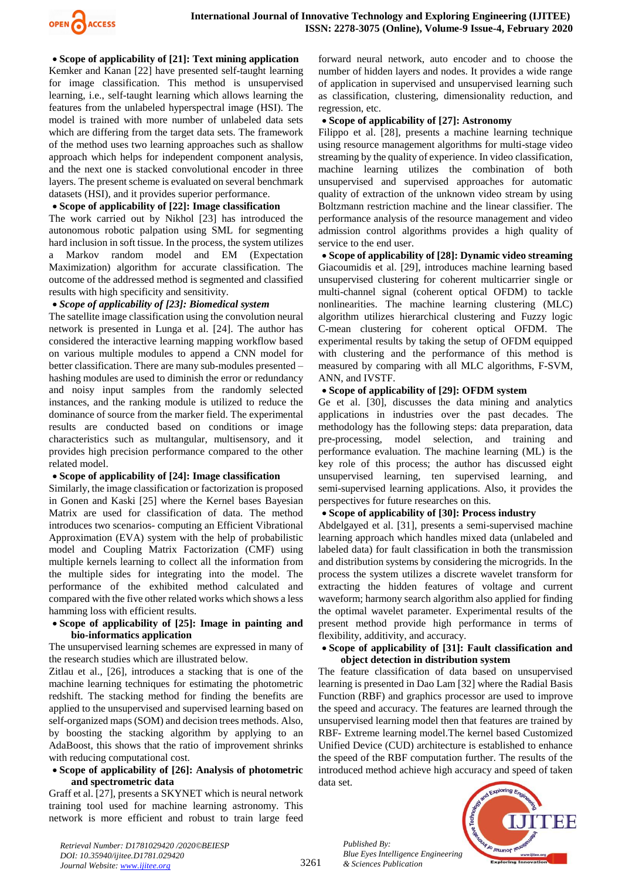- **Scope of applicability of [21]: Text mining application**

Kemker and Kanan [22] have presented self-taught learning for image classification. This method is unsupervised learning, i.e., self-taught learning which allows learning the features from the unlabeled hyperspectral image (HSI). The model is trained with more number of unlabeled data sets which are differing from the target data sets. The framework of the method uses two learning approaches such as shallow approach which helps for independent component analysis, and the next one is stacked convolutional encoder in three layers. The present scheme is evaluated on several benchmark datasets (HSI), and it provides superior performance.

- **Scope of applicability of [22]: Image classification**

The work carried out by Nikhol [23] has introduced the autonomous robotic palpation using SML for segmenting hard inclusion in soft tissue. In the process, the system utilizes a Markov random model and EM (Expectation Maximization) algorithm for accurate classification. The outcome of the addressed method is segmented and classified results with high specificity and sensitivity.

- ***Scope of applicability of [23]: Biomedical system***

The satellite image classification using the convolution neural network is presented in Lunga et al. [24]. The author has considered the interactive learning mapping workflow based on various multiple modules to append a CNN model for better classification. There are many sub-modules presented – hashing modules are used to diminish the error or redundancy and noisy input samples from the randomly selected instances, and the ranking module is utilized to reduce the dominance of source from the marker field. The experimental results are conducted based on conditions or image characteristics such as multangular, multisensory, and it provides high precision performance compared to the other related model.

- **Scope of applicability of [24]: Image classification**

Similarly, the image classification or factorization is proposed in Gonen and Kaski [25] where the Kernel bases Bayesian Matrix are used for classification of data. The method introduces two scenarios- computing an Efficient Vibrational Approximation (EVA) system with the help of probabilistic model and Coupling Matrix Factorization (CMF) using multiple kernels learning to collect all the information from the multiple sides for integrating into the model. The performance of the exhibited method calculated and compared with the five other related works which shows a less hamming loss with efficient results.

- **Scope of applicability of [25]: Image in painting and bio-informatics application**

The unsupervised learning schemes are expressed in many of the research studies which are illustrated below.

Zitlau et al., [26], introduces a stacking that is one of the machine learning techniques for estimating the photometric redshift. The stacking method for finding the benefits are applied to the unsupervised and supervised learning based on self-organized maps (SOM) and decision trees methods. Also, by boosting the stacking algorithm by applying to an AdaBoost, this shows that the ratio of improvement shrinks with reducing computational cost.

- **Scope of applicability of [26]: Analysis of photometric and spectrometric data**

Graff et al. [27], presents a SKYNET which is neural network training tool used for machine learning astronomy. This network is more efficient and robust to train large feed forward neural network, auto encoder and to choose the number of hidden layers and nodes. It provides a wide range of application in supervised and unsupervised learning such as classification, clustering, dimensionality reduction, and regression, etc.

- **Scope of applicability of [27]: Astronomy**

Filippo et al. [28], presents a machine learning technique using resource management algorithms for multi-stage video streaming by the quality of experience. In video classification, machine learning utilizes the combination of both unsupervised and supervised approaches for automatic quality of extraction of the unknown video stream by using Boltzmann restriction machine and the linear classifier. The performance analysis of the resource management and video admission control algorithms provides a high quality of service to the end user.

- **Scope of applicability of [28]: Dynamic video streaming**

Giacoumidis et al. [29], introduces machine learning based unsupervised clustering for coherent multicarrier single or multi-channel signal (coherent optical OFDM) to tackle nonlinearities. The machine learning clustering (MLC) algorithm utilizes hierarchical clustering and Fuzzy logic C-mean clustering for coherent optical OFDM. The experimental results by taking the setup of OFDM equipped with clustering and the performance of this method is measured by comparing with all MLC algorithms, F-SVM, ANN, and IVSTF.

- **Scope of applicability of [29]: OFDM system**

Ge et al. [30], discusses the data mining and analytics applications in industries over the past decades. The methodology has the following steps: data preparation, data pre-processing, model selection, and training and performance evaluation. The machine learning (ML) is the key role of this process; the author has discussed eight unsupervised learning, ten supervised learning, and semi-supervised learning applications. Also, it provides the perspectives for future researches on this.

- **Scope of applicability of [30]: Process industry**

Abdelgayed et al. [31], presents a semi-supervised machine learning approach which handles mixed data (unlabeled and labeled data) for fault classification in both the transmission and distribution systems by considering the microgrids. In the process the system utilizes a discrete wavelet transform for extracting the hidden features of voltage and current waveform; harmony search algorithm also applied for finding the optimal wavelet parameter. Experimental results of the present method provide high performance in terms of flexibility, additivity, and accuracy.

- **Scope of applicability of [31]: Fault classification and object detection in distribution system**

The feature classification of data based on unsupervised learning is presented in Dao Lam [32] where the Radial Basis Function (RBF) and graphics processor are used to improve the speed and accuracy. The features are learned through the unsupervised learning model then that features are trained by RBF- Extreme learning model.The kernel based Customized Unified Device (CUD) architecture is established to enhance the speed of the RBF computation further. The results of the introduced method achieve high accuracy and speed of taken data set.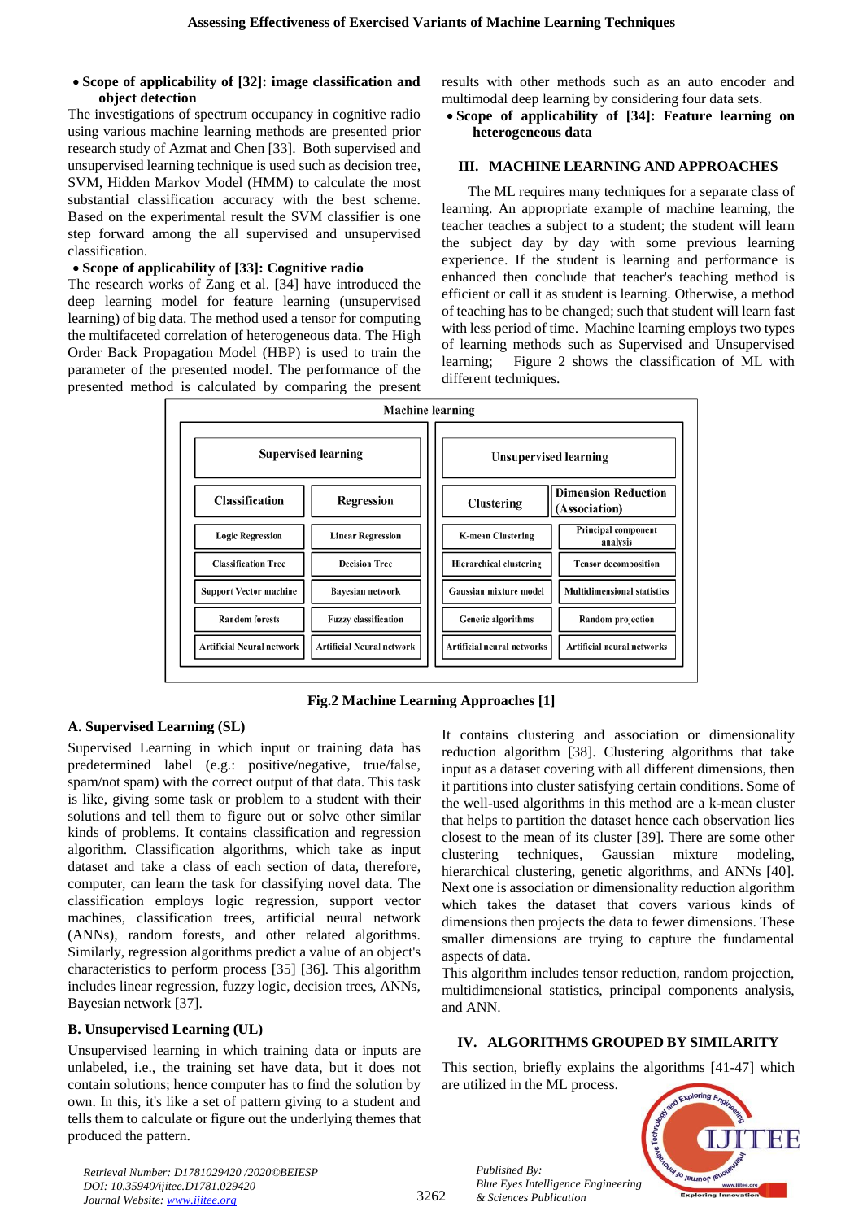- **Scope of applicability of [32]: image classification and object detection**

The investigations of spectrum occupancy in cognitive radio using various machine learning methods are presented prior research study of Azmat and Chen [33]. Both supervised and unsupervised learning technique is used such as decision tree, SVM, Hidden Markov Model (HMM) to calculate the most substantial classification accuracy with the best scheme. Based on the experimental result the SVM classifier is one step forward among the all supervised and unsupervised classification.

- **Scope of applicability of [33]: Cognitive radio**

The research works of Zang et al. [34] have introduced the deep learning model for feature learning (unsupervised learning) of big data. The method used a tensor for computing the multifaceted correlation of heterogeneous data. The High Order Back Propagation Model (HBP) is used to train the parameter of the presented model. The performance of the presented method is calculated by comparing the present results with other methods such as an auto encoder and multimodal deep learning by considering four data sets.

- **Scope of applicability of [34]: Feature learning on heterogeneous data**

## III. MACHINE LEARNING AND APPROACHES

The ML requires many techniques for a separate class of learning. An appropriate example of machine learning, the teacher teaches a subject to a student; the student will learn the subject day by day with some previous learning experience. If the student is learning and performance is enhanced then conclude that teacher's teaching method is efficient or call it as student is learning. Otherwise, a method of teaching has to be changed; such that student will learn fast with less period of time. Machine learning employs two types of learning methods such as Supervised and Unsupervised learning; Figure 2 shows the classification of ML with different techniques.

| Machine learning | | | |
|---|---|---|---|
| Supervised learning | | Unsupervised learning | |
| Classification | Regression | Clustering | Dimension Reduction (Association) |
| Logic Regression | Linear Regression | K-mean Clustering | Principal component analysis |
| Classification Tree | Decision Tree | Hierarchical clustering | Tensor decomposition |
| Support Vector machine | Bayesian network | Gaussian mixture model | Multidimensional statistics |
| Random forests | Fuzzy classification | Genetic algorithms | Random projection |
| Artificial Neural network | Artificial Neural network | Artificial neural networks | Artificial neural networks |

**Fig.2 Machine Learning Approaches [1]**

### A. Supervised Learning (SL)

Supervised Learning in which input or training data has predetermined label (e.g.: positive/negative, true/false, spam/not spam) with the correct output of that data. This task is like, giving some task or problem to a student with their solutions and tell them to figure out or solve other similar kinds of problems. It contains classification and regression algorithm. Classification algorithms, which take as input dataset and take a class of each section of data, therefore, computer, can learn the task for classifying novel data. The classification employs logic regression, support vector machines, classification trees, artificial neural networks (ANNs), random forests, and other related algorithms. Similarly, regression algorithms predict a value of an object's characteristics to perform process [35] [36]. This algorithm includes linear regression, fuzzy logic, decision trees, ANNs, Bayesian network [37].

### B. Unsupervised Learning (UL)

Unsupervised learning in which training data or inputs are unlabeled, i.e., the training set have data, but it does not contain solutions; hence computer has to find the solution by own. In this, it's like a set of pattern giving to a student and tells them to calculate or figure out the underlying themes that produced the pattern.

It contains clustering and association or dimensionality reduction algorithm [38]. Clustering algorithms that take input as a dataset covering with all different dimensions, then it partitions into cluster satisfying certain conditions. Some of the well-used algorithms in this method are a k-mean cluster that helps to partition the dataset hence each observation lies closest to the mean of its cluster [39]. There are some other clustering techniques, Gaussian mixture modeling, hierarchical clustering, genetic algorithms, and ANNs [40]. Next one is association or dimensionality reduction algorithm which takes the dataset that covers various kinds of dimensions then projects the data to fewer dimensions. These smaller dimensions are trying to capture the fundamental aspects of data.

This algorithm includes tensor reduction, random projection, multidimensional statistics, principal components analysis, and ANN.

## IV. ALGORITHMS GROUPED BY SIMILARITY

This section, briefly explains the algorithms [41-47] which are utilized in the ML process.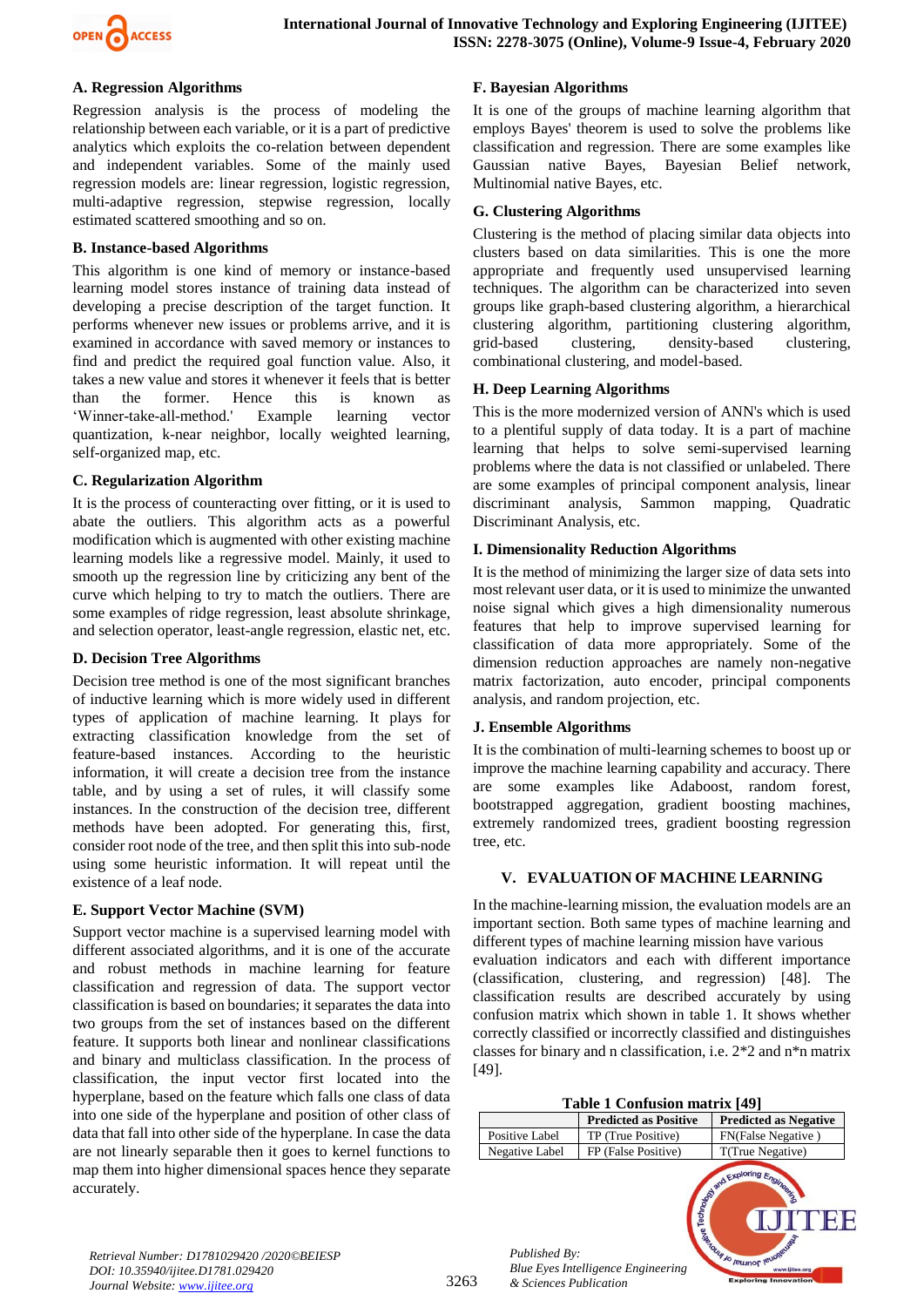### A. Regression Algorithms

Regression analysis is the process of modeling the relationship between each variable, or it is a part of predictive analytics which exploits the co-relation between dependent and independent variables. Some of the mainly used regression models are: linear regression, logistic regression, multi-adaptive regression, stepwise regression, locally estimated scattered smoothing and so on.

### B. Instance-based Algorithms

This algorithm is one kind of memory or instance-based learning model stores instance of training data instead of developing a precise description of the target function. It performs whenever new issues or problems arrive, and it is examined in accordance with saved memory or instances to find and predict the required goal function value. Also, it takes a new value and stores it whenever it feels that is better than the former. Hence this is known as 'Winner-take-all-method.' Example learning vector quantization, k-near neighbor, locally weighted learning, self-organized map, etc.

### C. Regularization Algorithm

It is the process of counteracting over fitting, or it is used to abate the outliers. This algorithm acts as a powerful modification which is augmented with other existing machine learning models like a regressive model. Mainly, it used to smooth up the regression line by criticizing any bent of the curve which helping to try to match the outliers. There are some examples of ridge regression, least absolute shrinkage, and selection operator, least-angle regression, elastic net, etc.

### D. Decision Tree Algorithms

Decision tree method is one of the most significant branches of inductive learning which is more widely used in different types of application of machine learning. It plays for extracting classification knowledge from the set of feature-based instances. According to the heuristic information, it will create a decision tree from the instance table, and by using a set of rules, it will classify some instances. In the construction of the decision tree, different methods have been adopted. For generating this, first, consider root node of the tree, and then split this into sub-node using some heuristic information. It will repeat until the existence of a leaf node.

### E. Support Vector Machine (SVM)

Support vector machine is a supervised learning model with different associated algorithms, and it is one of the accurate and robust methods in machine learning for feature classification and regression of data. The support vector classification is based on boundaries; it separates the data into two groups from the set of instances based on the different feature. It supports both linear and nonlinear classifications and binary and multiclass classification. In the process of classification, the input vector first located into the hyperplane, based on the feature which falls one class of data into one side of the hyperplane and position of other class of data that fall into other side of the hyperplane. In case the data are not linearly separable then it goes to kernel functions to map them into higher dimensional spaces hence they separate accurately.

### F. Bayesian Algorithms

It is one of the groups of machine learning algorithm that employs Bayes' theorem is used to solve the problems like classification and regression. There are some examples like Gaussian native Bayes, Bayesian Belief network, Multinomial native Bayes, etc.

### G. Clustering Algorithms

Clustering is the method of placing similar data objects into clusters based on data similarities. This is one the more appropriate and frequently used unsupervised learning techniques. The algorithm can be characterized into seven groups like graph-based clustering algorithm, a hierarchical clustering algorithm, partitioning clustering algorithm, grid-based clustering, density-based clustering, combinational clustering, and model-based.

### H. Deep Learning Algorithms

This is the more modernized version of ANN's which is used to a plentiful supply of data today. It is a part of machine learning that helps to solve semi-supervised learning problems where the data is not classified or unlabeled. There are some examples of principal component analysis, linear discriminant analysis, Sammon mapping, Quadratic Discriminant Analysis, etc.

### I. Dimensionality Reduction Algorithms

It is the method of minimizing the larger size of data sets into most relevant user data, or it is used to minimize the unwanted noise signal which gives a high dimensionality numerous features that help to improve supervised learning for classification of data more appropriately. Some of the dimension reduction approaches are namely non-negative matrix factorization, auto encoder, principal components analysis, and random projection, etc.

### J. Ensemble Algorithms

It is the combination of multi-learning schemes to boost up or improve the machine learning capability and accuracy. There are some examples like Adaboost, random forest, bootstrapped aggregation, gradient boosting machines, extremely randomized trees, gradient boosting regression tree, etc.

## V. EVALUATION OF MACHINE LEARNING

In the machine-learning mission, the evaluation models are an important section. Both same types of machine learning and different types of machine learning mission have various evaluation indicators and each with different importance (classification, clustering, and regression) [48]. The classification results are described accurately by using confusion matrix which shown in table 1. It shows whether correctly classified or incorrectly classified and distinguishes classes for binary and n classification, i.e. 2*2 and n*n matrix [49].

**Table 1 Confusion matrix [49]**

| | **Predicted as Positive** | **Predicted as Negative** |
|---|---|---|
| Positive Label | TP (True Positive) | FN(False Negative ) |
| Negative Label | FP (False Positive) | T(True Negative) |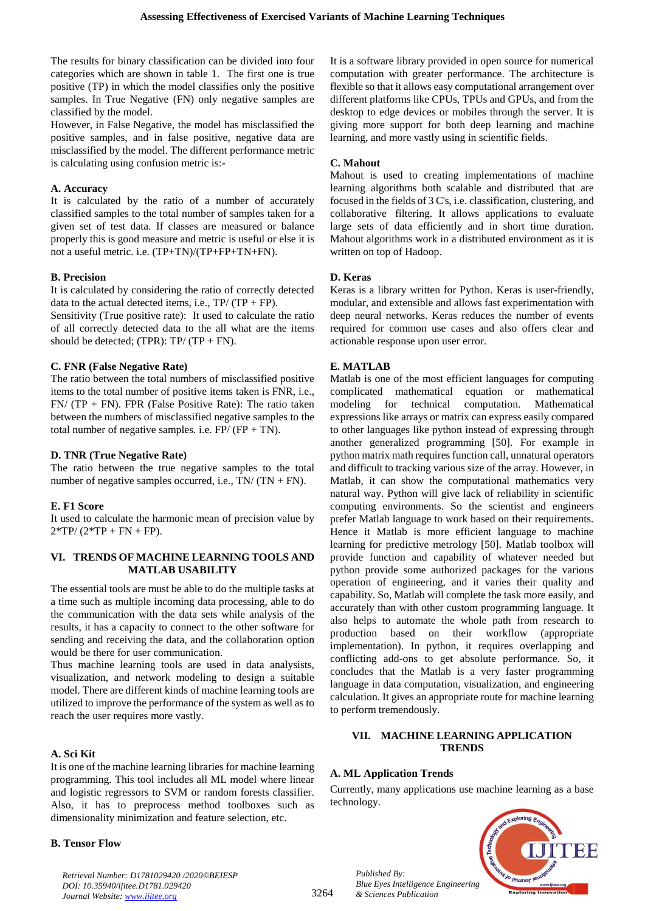The results for binary classification can be divided into four categories which are shown in table 1. The first one is true positive (TP) in which the model classifies only the positive samples. In True Negative (FN) only negative samples are classified by the model.

However, in False Negative, the model has misclassified the positive samples, and in false positive, negative data are misclassified by the model. The different performance metric is calculating using confusion metric is:-

### A. Accuracy

It is calculated by the ratio of a number of accurately classified samples to the total number of samples taken for a given set of test data. If classes are measured or balance properly this is good measure and metric is useful or else it is not a useful metric. i.e. (TP+TN)/(TP+FP+TN+FN).

### B. Precision

It is calculated by considering the ratio of correctly detected data to the actual detected items, i.e., TP/ (TP + FP).

Sensitivity (True positive rate): It used to calculate the ratio of all correctly detected data to the all what are the items should be detected; (TPR): TP/ (TP + FN).

### C. FNR (False Negative Rate)

The ratio between the total numbers of misclassified positive items to the total number of positive items taken is FNR, i.e., FN/ (TP + FN). FPR (False Positive Rate): The ratio taken between the numbers of misclassified negative samples to the total number of negative samples. i.e. FP/ (FP + TN).

### D. TNR (True Negative Rate)

The ratio between the true negative samples to the total number of negative samples occurred, i.e., TN/ (TN + FN).

### E. F1 Score

It used to calculate the harmonic mean of precision value by 2*TP/ (2*TP + FN + FP).

## VI. TRENDS OF MACHINE LEARNING TOOLS AND MATLAB USABILITY

The essential tools are must be able to do the multiple tasks at a time such as multiple incoming data processing, able to do the communication with the data sets while analysis of the results, it has a capacity to connect to the other software for sending and receiving the data, and the collaboration option would be there for user communication.

Thus machine learning tools are used in data analysits, visualization, and network modeling to design a suitable model. There are different kinds of machine learning tools are utilized to improve the performance of the system as well as to reach the user requires more vastly.

### A. Sci Kit

It is one of the machine learning libraries for machine learning programming. This tool includes all ML model where linear and logistic regressors to SVM or random forests classifier. Also, it has to preprocess method toolboxes such as dimensionality minimization and feature selection, etc.

### B. Tensor Flow

It is a software library provided in open source for numerical computation with greater performance. The architecture is flexible so that it allows easy computational arrangement over different platforms like CPUs, TPUs and GPUs, and from the desktop to edge devices or mobiles through the server. It is giving more support for both deep learning and machine learning, and more vastly using in scientific fields.

### C. Mahout

Mahout is used to creating implementations of machine learning algorithms both scalable and distributed that are focused in the fields of 3 C's, i.e. classification, clustering, and collaborative filtering. It allows applications to evaluate large sets of data efficiently and in short time duration. Mahout algorithms work in a distributed environment as it is written on top of Hadoop.

### D. Keras

Keras is a library written for Python. Keras is user-friendly, modular, and extensible and allows fast experimentation with deep neural networks. Keras reduces the number of events required for common use cases and also offers clear and actionable response upon user error.

### E. MATLAB

Matlab is one of the most efficient languages for computing complicated mathematical equation or mathematical modeling for technical computation. Mathematical expressions like arrays or matrix can express easily compared to other languages like python instead of expressing through another generalized programming [50]. For example in python matrix math requires function call, unnatural operators and difficult to tracking various size of the array. However, in Matlab, it can show the computational mathematics very natural way. Python will give lack of reliability in scientific computing environments. So the scientist and engineers prefer Matlab language to work based on their requirements. Hence it Matlab is more efficient language to machine learning for predictive metrology [50]. Matlab toolbox will provide function and capability of whatever needed but python provide some authorized packages for the various operation of engineering, and it varies their quality and capability. So, Matlab will complete the task more easily, and accurately than with other custom programming language. It also helps to automate the whole path from research to production based on their workflow (appropriate implementation). In python, it requires overlapping and conflicting add-ons to get absolute performance. So, it concludes that the Matlab is a very faster programming language in data computation, visualization, and engineering calculation. It gives an appropriate route for machine learning to perform tremendously.

## VII. MACHINE LEARNING APPLICATION TRENDS

### A. ML Application Trends

Currently, many applications use machine learning as a base technology.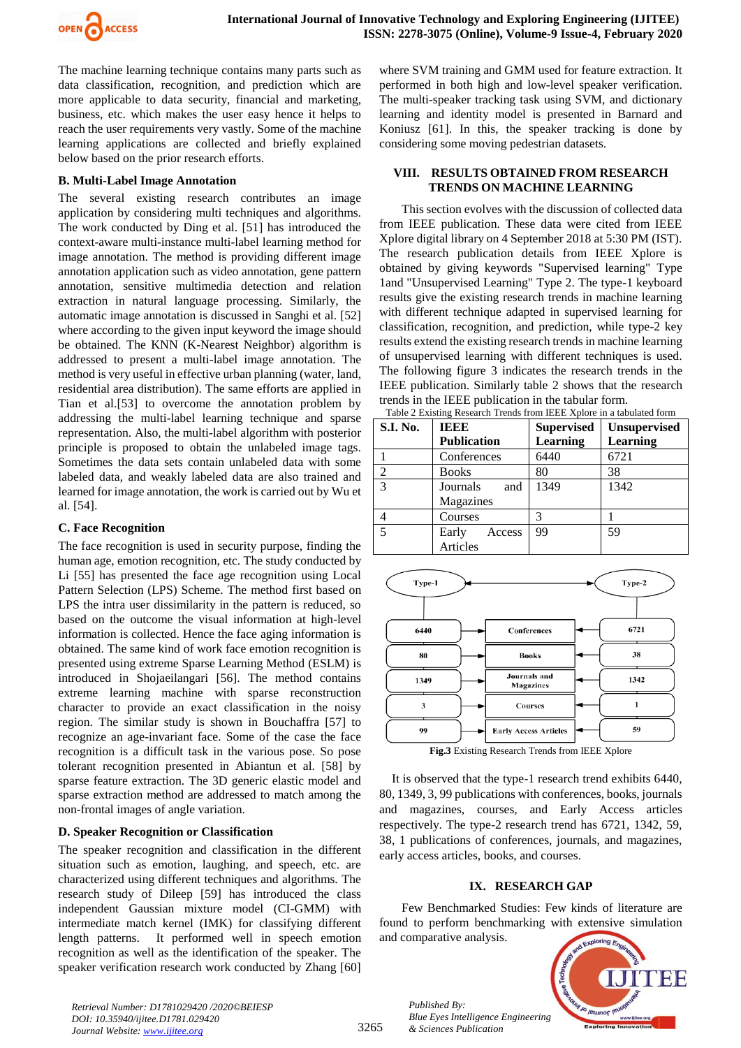The machine learning technique contains many parts such as data classification, recognition, and prediction which are more applicable to data security, financial and marketing, business, etc. which makes the user easy hence it helps to reach the user requirements very vastly. Some of the machine learning applications are collected and briefly explained below based on the prior research efforts.

### B. Multi-Label Image Annotation

The several existing research contributes an image application by considering multi techniques and algorithms. The work conducted by Ding et al. [51] has introduced the context-aware multi-instance multi-label learning method for image annotation. The method is providing different image annotation application such as video annotation, gene pattern annotation, sensitive multimedia detection and relation extraction in natural language processing. Similarly, the automatic image annotation is discussed in Sanghi et al. [52] where according to the given input keyword the image should be obtained. The KNN (K-Nearest Neighbor) algorithm is addressed to present a multi-label image annotation. The method is very useful in effective urban planning (water, land, residential area distribution). The same efforts are applied in Tian et al.[53] to overcome the annotation problem by addressing the multi-label learning technique and sparse representation. Also, the multi-label algorithm with posterior principle is proposed to obtain the unlabeled image tags. Sometimes the data sets contain unlabeled data with some labeled data, and weakly labeled data are also trained and learned for image annotation, the work is carried out by Wu et al. [54].

### C. Face Recognition

The face recognition is used in security purpose, finding the human age, emotion recognition, etc. The study conducted by Li [55] has presented the face age recognition using Local Pattern Selection (LPS) Scheme. The method first based on LPS the intra user dissimilarity in the pattern is reduced, so based on the outcome the visual information at high-level information is collected. Hence the face aging information is obtained. The same kind of work face emotion recognition is presented using extreme Sparse Learning Method (ESLM) is introduced in Shojaeilangari [56]. The method contains extreme learning machine with sparse reconstruction character to provide an exact classification in the noisy region. The similar study is shown in Bouchaffra [57] to recognize an age-invariant face. Some of the case the face recognition is a difficult task in the various pose. So pose tolerant recognition presented in Abiantun et al. [58] by sparse feature extraction. The 3D generic elastic model and sparse extraction method are addressed to match among the non-frontal images of angle variation.

### D. Speaker Recognition or Classification

The speaker recognition and classification in the different situation such as emotion, laughing, and speech, etc. are characterized using different techniques and algorithms. The research study of Dileep [59] has introduced the class independent Gaussian mixture model (CI-GMM) with intermediate match kernel (IMK) for classifying different length patterns. It performed well in speech emotion recognition as well as the identification of the speaker. The speaker verification research work conducted by Zhang [60] where SVM training and GMM used for feature extraction. It performed in both high and low-level speaker verification. The multi-speaker tracking task using SVM, and dictionary learning and identity model is presented in Barnard and Koniusz [61]. In this, the speaker tracking is done by considering some moving pedestrian datasets.

## VIII. RESULTS OBTAINED FROM RESEARCH TRENDS ON MACHINE LEARNING

This section evolves with the discussion of collected data from IEEE publication. These data were cited from IEEE Xplore digital library on 4 September 2018 at 5:30 PM (IST). The research publication details from IEEE Xplore is obtained by giving keywords "Supervised learning" Type 1and "Unsupervised Learning" Type 2. The type-1 keyboard results give the existing research trends in machine learning with different technique adapted in supervised learning for classification, recognition, and prediction, while type-2 key results extend the existing research trends in machine learning of unsupervised learning with different techniques is used. The following figure 3 indicates the research trends in the IEEE publication. Similarly table 2 shows that the research trends in the IEEE publication in the tabular form.

Table 2 Existing Research Trends from IEEE Xplore in a tabulated form

| S.I. No. | IEEE Publication | Supervised Learning | Unsupervised Learning |
|---|---|---|---|
| 1 | Conferences | 6440 | 6721 |
| 2 | Books | 80 | 38 |
| 3 | Journals and Magazines | 1349 | 1342 |
| 4 | Courses | 3 | 1 |
| 5 | Early Access Articles | 99 | 59 |

| Type-1 | | Type-2 |
|---|---|---|
| 6440 | Conferences | 6721 |
| 80 | Books | 38 |
| 1349 | Journals and Magazines | 1342 |
| 3 | Courses | 1 |
| 99 | Early Access Articles | 59 |

**Fig.3** Existing Research Trends from IEEE Xplore

It is observed that the type-1 research trend exhibits 6440, 80, 1349, 3, 99 publications with conferences, books, journals and magazines, courses, and Early Access articles respectively. The type-2 research trend has 6721, 1342, 59, 38, 1 publications of conferences, journals, and magazines, early access articles, books, and courses.

## IX. RESEARCH GAP

Few Benchmarked Studies: Few kinds of literature are found to perform benchmarking with extensive simulation and comparative analysis.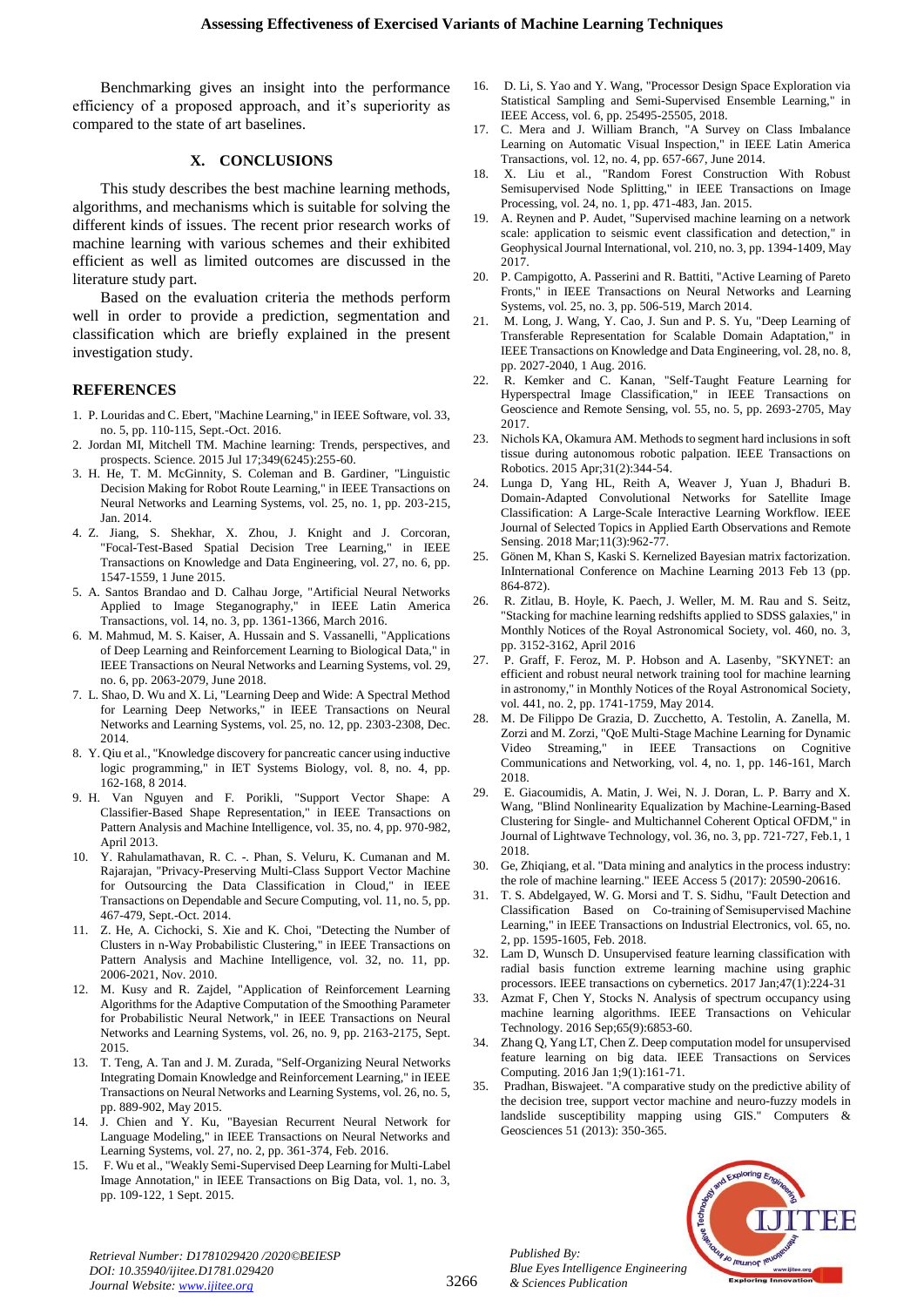Benchmarking gives an insight into the performance efficiency of a proposed approach, and it's superiority as compared to the state of art baselines.

## X. CONCLUSIONS

This study describes the best machine learning methods, algorithms, and mechanisms which is suitable for solving the different kinds of issues. The recent prior research works of machine learning with various schemes and their exhibited efficient as well as limited outcomes are discussed in the literature study part.

Based on the evaluation criteria the methods perform well in order to provide a prediction, segmentation and classification which are briefly explained in the present investigation study.

## REFERENCES

1. P. Louridas and C. Ebert, "Machine Learning," in IEEE Software, vol. 33, no. 5, pp. 110-115, Sept.-Oct. 2016.
2. Jordan MI, Mitchell TM. Machine learning: Trends, perspectives, and prospects. Science. 2015 Jul 17;349(6245):255-60.
3. H. He, T. M. McGinnity, S. Coleman and B. Gardiner, "Linguistic Decision Making for Robot Route Learning," in IEEE Transactions on Neural Networks and Learning Systems, vol. 25, no. 1, pp. 203-215, Jan. 2014.
4. Z. Jiang, S. Shekhar, X. Zhou, J. Knight and J. Corcoran, "Focal-Test-Based Spatial Decision Tree Learning," in IEEE Transactions on Knowledge and Data Engineering, vol. 27, no. 6, pp. 1547-1559, 1 June 2015.
5. A. Santos Brandao and D. Calhau Jorge, "Artificial Neural Networks Applied to Image Steganography," in IEEE Latin America Transactions, vol. 14, no. 3, pp. 1361-1366, March 2016.
6. M. Mahmud, M. S. Kaiser, A. Hussain and S. Vassanelli, "Applications of Deep Learning and Reinforcement Learning to Biological Data," in IEEE Transactions on Neural Networks and Learning Systems, vol. 29, no. 6, pp. 2063-2079, June 2018.
7. L. Shao, D. Wu and X. Li, "Learning Deep and Wide: A Spectral Method for Learning Deep Networks," in IEEE Transactions on Neural Networks and Learning Systems, vol. 25, no. 12, pp. 2303-2308, Dec. 2014.
8. Y. Qiu et al., "Knowledge discovery for pancreatic cancer using inductive logic programming," in IET Systems Biology, vol. 8, no. 4, pp. 162-168, 8 2014.
9. H. Van Nguyen and F. Porikli, "Support Vector Shape: A Classifier-Based Shape Representation," in IEEE Transactions on Pattern Analysis and Machine Intelligence, vol. 35, no. 4, pp. 970-982, April 2013.
10. Y. Rahulamathavan, R. C. -. Phan, S. Veluru, K. Cumanan and M. Rajarajan, "Privacy-Preserving Multi-Class Support Vector Machine for Outsourcing the Data Classification in Cloud," in IEEE Transactions on Dependable and Secure Computing, vol. 11, no. 5, pp. 467-479, Sept.-Oct. 2014.
11. Z. He, A. Cichocki, S. Xie and K. Choi, "Detecting the Number of Clusters in n-Way Probabilistic Clustering," in IEEE Transactions on Pattern Analysis and Machine Intelligence, vol. 32, no. 11, pp. 2006-2021, Nov. 2010.
12. M. Kusy and R. Zajdel, "Application of Reinforcement Learning Algorithms for the Adaptive Computation of the Smoothing Parameter for Probabilistic Neural Network," in IEEE Transactions on Neural Networks and Learning Systems, vol. 26, no. 9, pp. 2163-2175, Sept. 2015.
13. T. Teng, A. Tan and J. M. Zurada, "Self-Organizing Neural Networks Integrating Domain Knowledge and Reinforcement Learning," in IEEE Transactions on Neural Networks and Learning Systems, vol. 26, no. 5, pp. 889-902, May 2015.
14. J. Chien and Y. Ku, "Bayesian Recurrent Neural Network for Language Modeling," in IEEE Transactions on Neural Networks and Learning Systems, vol. 27, no. 2, pp. 361-374, Feb. 2016.
15. F. Wu et al., "Weakly Semi-Supervised Deep Learning for Multi-Label Image Annotation," in IEEE Transactions on Big Data, vol. 1, no. 3, pp. 109-122, 1 Sept. 2015.
16. D. Li, S. Yao and Y. Wang, "Processor Design Space Exploration via Statistical Sampling and Semi-Supervised Ensemble Learning," in IEEE Access, vol. 6, pp. 25495-25505, 2018.
17. C. Mera and J. William Branch, "A Survey on Class Imbalance Learning on Automatic Visual Inspection," in IEEE Latin America Transactions, vol. 12, no. 4, pp. 657-667, June 2014.
18. X. Liu et al., "Random Forest Construction With Robust Semisupervised Node Splitting," in IEEE Transactions on Image Processing, vol. 24, no. 1, pp. 471-483, Jan. 2015.
19. A. Reynen and P. Audet, "Supervised machine learning on a network scale: application to seismic event classification and detection," in Geophysical Journal International, vol. 210, no. 3, pp. 1394-1409, May 2017.
20. P. Campigotto, A. Passerini and R. Battiti, "Active Learning of Pareto Fronts," in IEEE Transactions on Neural Networks and Learning Systems, vol. 25, no. 3, pp. 506-519, March 2014.
21. M. Long, J. Wang, Y. Cao, J. Sun and P. S. Yu, "Deep Learning of Transferable Representation for Scalable Domain Adaptation," in IEEE Transactions on Knowledge and Data Engineering, vol. 28, no. 8, pp. 2027-2040, 1 Aug. 2016.
22. R. Kemker and C. Kanan, "Self-Taught Feature Learning for Hyperspectral Image Classification," in IEEE Transactions on Geoscience and Remote Sensing, vol. 55, no. 5, pp. 2693-2705, May 2017.
23. Nichols KA, Okamura AM. Methods to segment hard inclusions in soft tissue during autonomous robotic palpation. IEEE Transactions on Robotics. 2015 Apr;31(2):344-54.
24. Lunga D, Yang HL, Reith A, Weaver J, Yuan J, Bhaduri B. Domain-Adapted Convolutional Networks for Satellite Image Classification: A Large-Scale Interactive Learning Workflow. IEEE Journal of Selected Topics in Applied Earth Observations and Remote Sensing. 2018 Mar;11(3):962-77.
25. Gönen M, Khan S, Kaski S. Kernelized Bayesian matrix factorization. InInternational Conference on Machine Learning 2013 Feb 13 (pp. 864-872).
26. R. Zitlau, B. Hoyle, K. Paech, J. Weller, M. M. Rau and S. Seitz, "Stacking for machine learning redshifts applied to SDSS galaxies," in Monthly Notices of the Royal Astronomical Society, vol. 460, no. 3, pp. 3152-3162, April 2016
27. P. Graff, F. Feroz, M. P. Hobson and A. Lasenby, "SKYNET: an efficient and robust neural network training tool for machine learning in astronomy," in Monthly Notices of the Royal Astronomical Society, vol. 441, no. 2, pp. 1741-1759, May 2014.
28. M. De Filippo De Grazia, D. Zucchetto, A. Testolin, A. Zanella, M. Zorzi and M. Zorzi, "QoE Multi-Stage Machine Learning for Dynamic Video Streaming," in IEEE Transactions on Cognitive Communications and Networking, vol. 4, no. 1, pp. 146-161, March 2018.
29. E. Giacoumidis, A. Matin, J. Wei, N. J. Doran, L. P. Barry and X. Wang, "Blind Nonlinearity Equalization by Machine-Learning-Based Clustering for Single- and Multichannel Coherent Optical OFDM," in Journal of Lightwave Technology, vol. 36, no. 3, pp. 721-727, Feb.1, 1 2018.
30. Ge, Zhiqiang, et al. "Data mining and analytics in the process industry: the role of machine learning." IEEE Access 5 (2017): 20590-20616.
31. T. S. Abdelgayed, W. G. Morsi and T. S. Sidhu, "Fault Detection and Classification Based on Co-training of Semisupervised Machine Learning," in IEEE Transactions on Industrial Electronics, vol. 65, no. 2, pp. 1595-1605, Feb. 2018.
32. Lam D, Wunsch D. Unsupervised feature learning classification with radial basis function extreme learning machine using graphic processors. IEEE transactions on cybernetics. 2017 Jan;47(1):224-31
33. Azmat F, Chen Y, Stocks N. Analysis of spectrum occupancy using machine learning algorithms. IEEE Transactions on Vehicular Technology. 2016 Sep;65(9):6853-60.
34. Zhang Q, Yang LT, Chen Z. Deep computation model for unsupervised feature learning on big data. IEEE Transactions on Services Computing. 2016 Jan 1;9(1):161-71.
35. Pradhan, Biswajeet. "A comparative study on the predictive ability of the decision tree, support vector machine and neuro-fuzzy models in landslide susceptibility mapping using GIS." Computers & Geosciences 51 (2013): 350-365.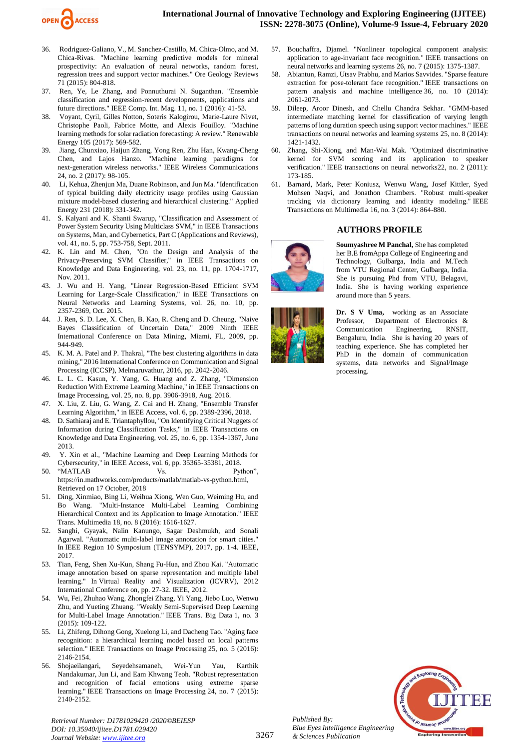36. Rodriguez-Galiano, V., M. Sanchez-Castillo, M. Chica-Olmo, and M. Chica-Rivas. "Machine learning predictive models for mineral prospectivity: An evaluation of neural networks, random forest, regression trees and support vector machines." Ore Geology Reviews 71 (2015): 804-818.
37. Ren, Ye, Le Zhang, and Ponnuthurai N. Suganthan. "Ensemble classification and regression-recent developments, applications and future directions." IEEE Comp. Int. Mag. 11, no. 1 (2016): 41-53.
38. Voyant, Cyril, Gilles Notton, Soteris Kalogirou, Marie-Laure Nivet, Christophe Paoli, Fabrice Motte, and Alexis Fouilloy. "Machine learning methods for solar radiation forecasting: A review." Renewable Energy 105 (2017): 569-582.
39. Jiang, Chunxiao, Haijun Zhang, Yong Ren, Zhu Han, Kwang-Cheng Chen, and Lajos Hanzo. "Machine learning paradigms for next-generation wireless networks." IEEE Wireless Communications 24, no. 2 (2017): 98-105.
40. Li, Kehua, Zhenjun Ma, Duane Robinson, and Jun Ma. "Identification of typical building daily electricity usage profiles using Gaussian mixture model-based clustering and hierarchical clustering." Applied Energy 231 (2018): 331-342.
41. S. Kalyani and K. Shanti Swarup, "Classification and Assessment of Power System Security Using Multiclass SVM," in IEEE Transactions on Systems, Man, and Cybernetics, Part C (Applications and Reviews), vol. 41, no. 5, pp. 753-758, Sept. 2011.
42. K. Lin and M. Chen, "On the Design and Analysis of the Privacy-Preserving SVM Classifier," in IEEE Transactions on Knowledge and Data Engineering, vol. 23, no. 11, pp. 1704-1717, Nov. 2011.
43. J. Wu and H. Yang, "Linear Regression-Based Efficient SVM Learning for Large-Scale Classification," in IEEE Transactions on Neural Networks and Learning Systems, vol. 26, no. 10, pp. 2357-2369, Oct. 2015.
44. J. Ren, S. D. Lee, X. Chen, B. Kao, R. Cheng and D. Cheung, "Naive Bayes Classification of Uncertain Data," 2009 Ninth IEEE International Conference on Data Mining, Miami, FL, 2009, pp. 944-949.
45. K. M. A. Patel and P. Thakral, "The best clustering algorithms in data mining," 2016 International Conference on Communication and Signal Processing (ICCSP), Melmaruvathur, 2016, pp. 2042-2046.
46. L. L. C. Kasun, Y. Yang, G. Huang and Z. Zhang, "Dimension Reduction With Extreme Learning Machine," in IEEE Transactions on Image Processing, vol. 25, no. 8, pp. 3906-3918, Aug. 2016.
47. X. Liu, Z. Liu, G. Wang, Z. Cai and H. Zhang, "Ensemble Transfer Learning Algorithm," in IEEE Access, vol. 6, pp. 2389-2396, 2018.
48. D. Sathiaraj and E. Triantaphyllou, "On Identifying Critical Nuggets of Information during Classification Tasks," in IEEE Transactions on Knowledge and Data Engineering, vol. 25, no. 6, pp. 1354-1367, June 2013.
49. Y. Xin et al., "Machine Learning and Deep Learning Methods for Cybersecurity," in IEEE Access, vol. 6, pp. 35365-35381, 2018.
50. "MATLAB Vs. Python", https://in.mathworks.com/products/matlab/matlab-vs-python.html, Retrieved on 17 October, 2018
51. Ding, Xinmiao, Bing Li, Weihua Xiong, Wen Guo, Weiming Hu, and Bo Wang. "Multi-Instance Multi-Label Learning Combining Hierarchical Context and its Application to Image Annotation." IEEE Trans. Multimedia 18, no. 8 (2016): 1616-1627.
52. Sanghi, Gyayak, Nalin Kanungo, Sagar Deshmukh, and Sonali Agarwal. "Automatic multi-label image annotation for smart cities." In IEEE Region 10 Symposium (TENSYMP), 2017, pp. 1-4. IEEE, 2017.
53. Tian, Feng, Shen Xu-Kun, Shang Fu-Hua, and Zhou Kai. "Automatic image annotation based on sparse representation and multiple label learning." In Virtual Reality and Visualization (ICVRV), 2012 International Conference on, pp. 27-32. IEEE, 2012.
54. Wu, Fei, Zhuhao Wang, Zhongfei Zhang, Yi Yang, Jiebo Luo, Wenwu Zhu, and Yueting Zhuang. "Weakly Semi-Supervised Deep Learning for Multi-Label Image Annotation." IEEE Trans. Big Data 1, no. 3 (2015): 109-122.
55. Li, Zhifeng, Dihong Gong, Xuelong Li, and Dacheng Tao. "Aging face recognition: a hierarchical learning model based on local patterns selection." IEEE Transactions on Image Processing 25, no. 5 (2016): 2146-2154.
56. Shojaeilangari, Seyedehsamaneh, Wei-Yun Yau, Karthik Nandakumar, Jun Li, and Eam Khwang Teoh. "Robust representation and recognition of facial emotions using extreme sparse learning." IEEE Transactions on Image Processing 24, no. 7 (2015): 2140-2152.
57. Bouchaffra, Djamel. "Nonlinear topological component analysis: application to age-invariant face recognition." IEEE transactions on neural networks and learning systems 26, no. 7 (2015): 1375-1387.
58. Abiantun, Ramzi, Utsav Prabhu, and Marios Savvides. "Sparse feature extraction for pose-tolerant face recognition." IEEE transactions on pattern analysis and machine intelligence 36, no. 10 (2014): 2061-2073.
59. Dileep, Aroor Dinesh, and Chellu Chandra Sekhar. "GMM-based intermediate matching kernel for classification of varying length patterns of long duration speech using support vector machines." IEEE transactions on neural networks and learning systems 25, no. 8 (2014): 1421-1432.
60. Zhang, Shi-Xiong, and Man-Wai Mak. "Optimized discriminative kernel for SVM scoring and its application to speaker verification." IEEE transactions on neural networks22, no. 2 (2011): 173-185.
61. Barnard, Mark, Peter Koniusz, Wenwu Wang, Josef Kittler, Syed Mohsen Naqvi, and Jonathon Chambers. "Robust multi-speaker tracking via dictionary learning and identity modeling." IEEE Transactions on Multimedia 16, no. 3 (2014): 864-880.

## AUTHORS PROFILE

**Soumyashree M Panchal,** She has completed her B.E fromAppa College of Engineering and Technology, Gulbarga, India and M.Tech from VTU Regional Center, Gulbarga, India. She is pursuing Phd from VTU, Belagavi, India. She is having working experience around more than 5 years.

**Dr. S V Uma,** working as an Associate Professor, Department of Electronics & Communication Engineering, RNSIT, Bengaluru, India. She is having 20 years of teaching experience. She has completed her PhD in the domain of communication systems, data networks and Signal/Image processing.